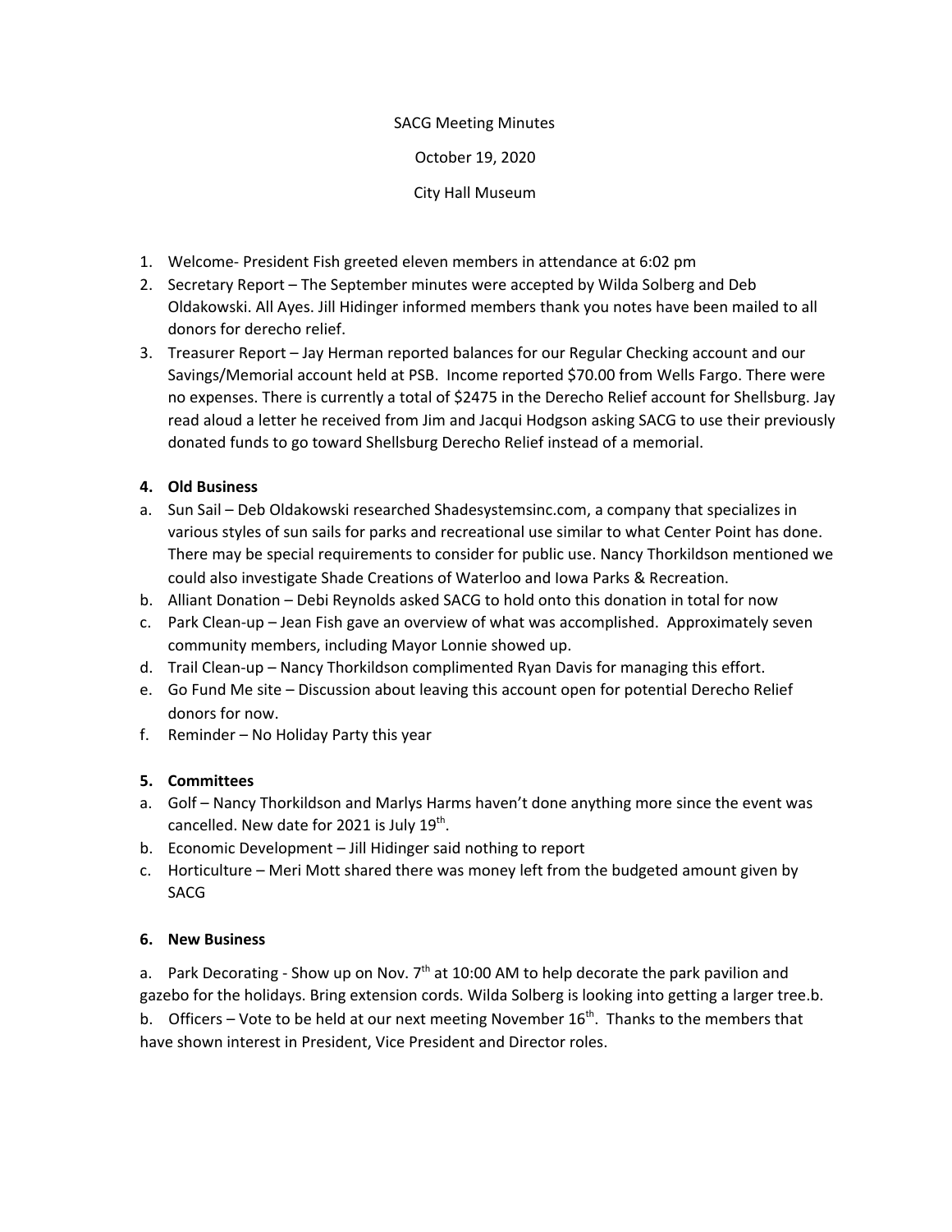SACG Meeting Minutes

October 19, 2020

City Hall Museum

1. Welcome- President Fish greeted eleven members in attendance at 6:02 pm
2. Secretary Report – The September minutes were accepted by Wilda Solberg and Deb Oldakowski. All Ayes. Jill Hidinger informed members thank you notes have been mailed to all donors for derecho relief.
3. Treasurer Report – Jay Herman reported balances for our Regular Checking account and our Savings/Memorial account held at PSB. Income reported $70.00 from Wells Fargo. There were no expenses. There is currently a total of $2475 in the Derecho Relief account for Shellsburg. Jay read aloud a letter he received from Jim and Jacqui Hodgson asking SACG to use their previously donated funds to go toward Shellsburg Derecho Relief instead of a memorial.

**4. Old Business**

a. Sun Sail – Deb Oldakowski researched Shadesystemsinc.com, a company that specializes in various styles of sun sails for parks and recreational use similar to what Center Point has done. There may be special requirements to consider for public use. Nancy Thorkildson mentioned we could also investigate Shade Creations of Waterloo and Iowa Parks & Recreation.

b. Alliant Donation – Debi Reynolds asked SACG to hold onto this donation in total for now

c. Park Clean-up – Jean Fish gave an overview of what was accomplished. Approximately seven community members, including Mayor Lonnie showed up.

d. Trail Clean-up – Nancy Thorkildson complimented Ryan Davis for managing this effort.

e. Go Fund Me site – Discussion about leaving this account open for potential Derecho Relief donors for now.

f. Reminder – No Holiday Party this year

**5. Committees**

a. Golf – Nancy Thorkildson and Marlys Harms haven't done anything more since the event was cancelled. New date for 2021 is July 19th.

b. Economic Development – Jill Hidinger said nothing to report

c. Horticulture – Meri Mott shared there was money left from the budgeted amount given by SACG

**6. New Business**

a. Park Decorating - Show up on Nov. 7th at 10:00 AM to help decorate the park pavilion and gazebo for the holidays. Bring extension cords. Wilda Solberg is looking into getting a larger tree.b.

b. Officers – Vote to be held at our next meeting November 16th. Thanks to the members that have shown interest in President, Vice President and Director roles.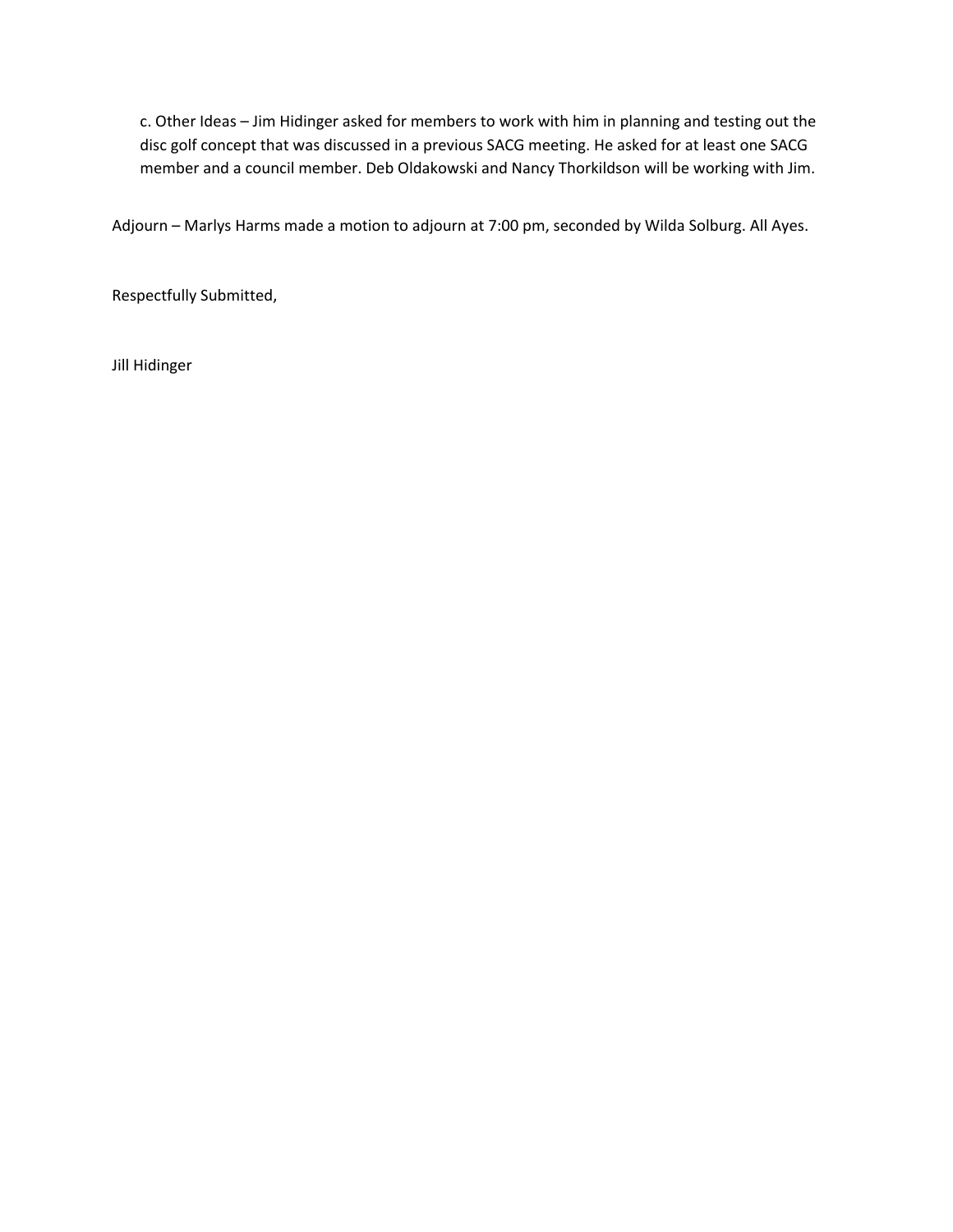c. Other Ideas – Jim Hidinger asked for members to work with him in planning and testing out the disc golf concept that was discussed in a previous SACG meeting. He asked for at least one SACG member and a council member. Deb Oldakowski and Nancy Thorkildson will be working with Jim.

Adjourn – Marlys Harms made a motion to adjourn at 7:00 pm, seconded by Wilda Solburg. All Ayes.

Respectfully Submitted,

Jill Hidinger